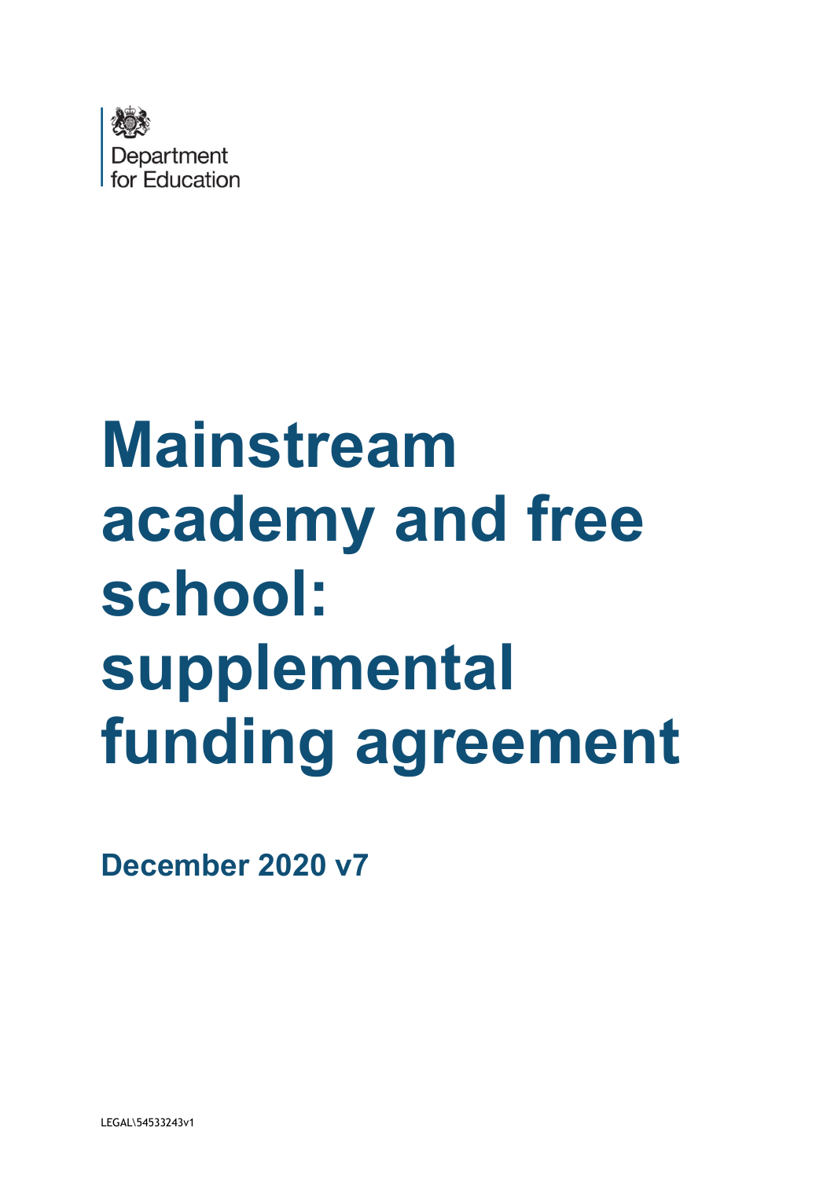Department for Education

# Mainstream academy and free school: supplemental funding agreement

**December 2020 v7**

LEGAL\54533243v1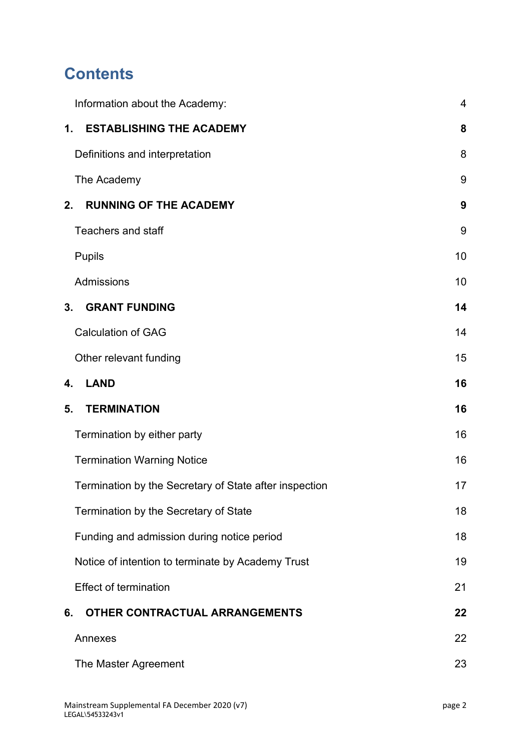# Contents

| | |
|---|---|
| Information about the Academy: | 4 |
| **1. ESTABLISHING THE ACADEMY** | **8** |
| Definitions and interpretation | 8 |
| The Academy | 9 |
| **2. RUNNING OF THE ACADEMY** | **9** |
| Teachers and staff | 9 |
| Pupils | 10 |
| Admissions | 10 |
| **3. GRANT FUNDING** | **14** |
| Calculation of GAG | 14 |
| Other relevant funding | 15 |
| **4. LAND** | **16** |
| **5. TERMINATION** | **16** |
| Termination by either party | 16 |
| Termination Warning Notice | 16 |
| Termination by the Secretary of State after inspection | 17 |
| Termination by the Secretary of State | 18 |
| Funding and admission during notice period | 18 |
| Notice of intention to terminate by Academy Trust | 19 |
| Effect of termination | 21 |
| **6. OTHER CONTRACTUAL ARRANGEMENTS** | **22** |
| Annexes | 22 |
| The Master Agreement | 23 |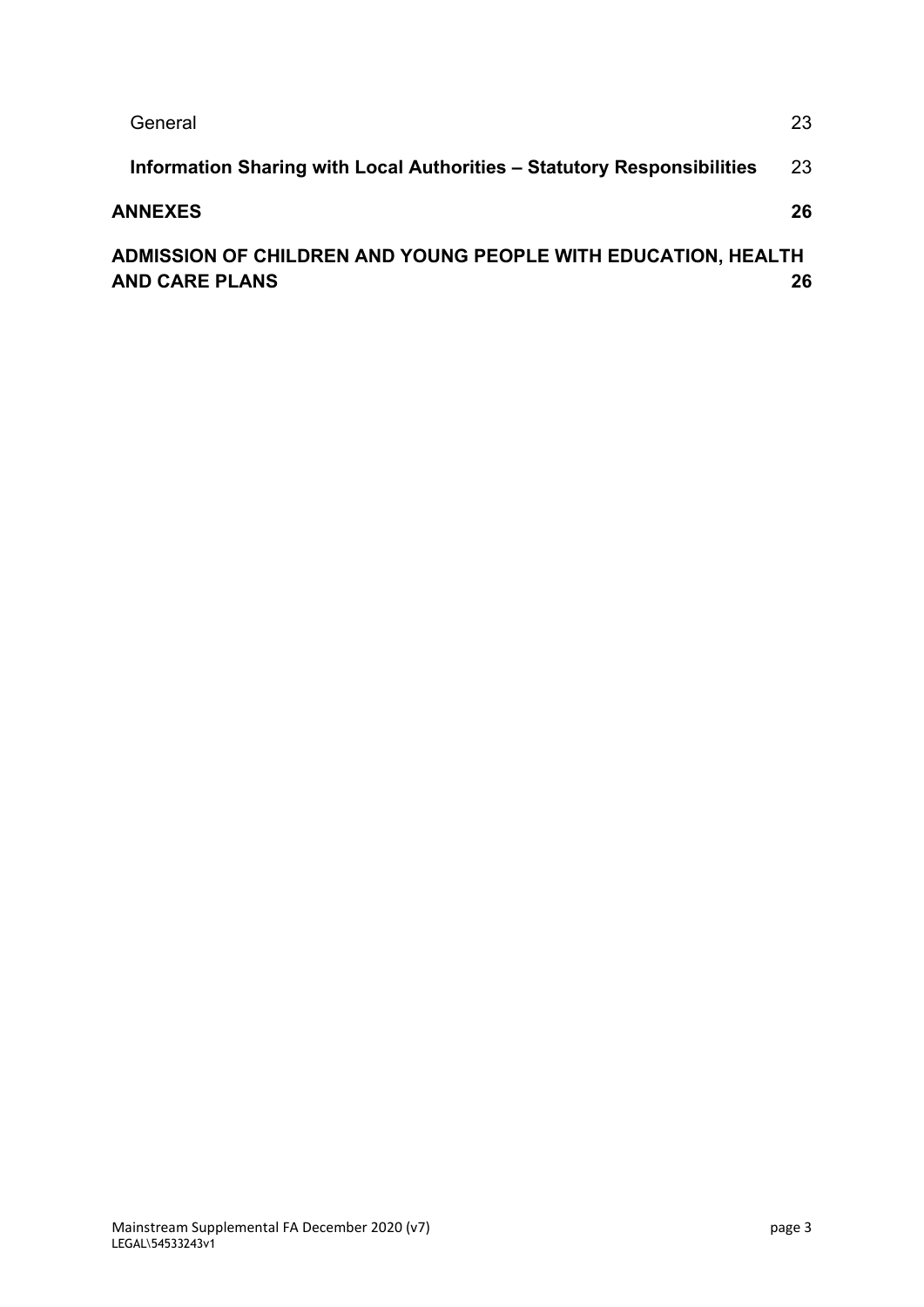General 23

**Information Sharing with Local Authorities – Statutory Responsibilities** 23

**ANNEXES** **26**

**ADMISSION OF CHILDREN AND YOUNG PEOPLE WITH EDUCATION, HEALTH AND CARE PLANS** **26**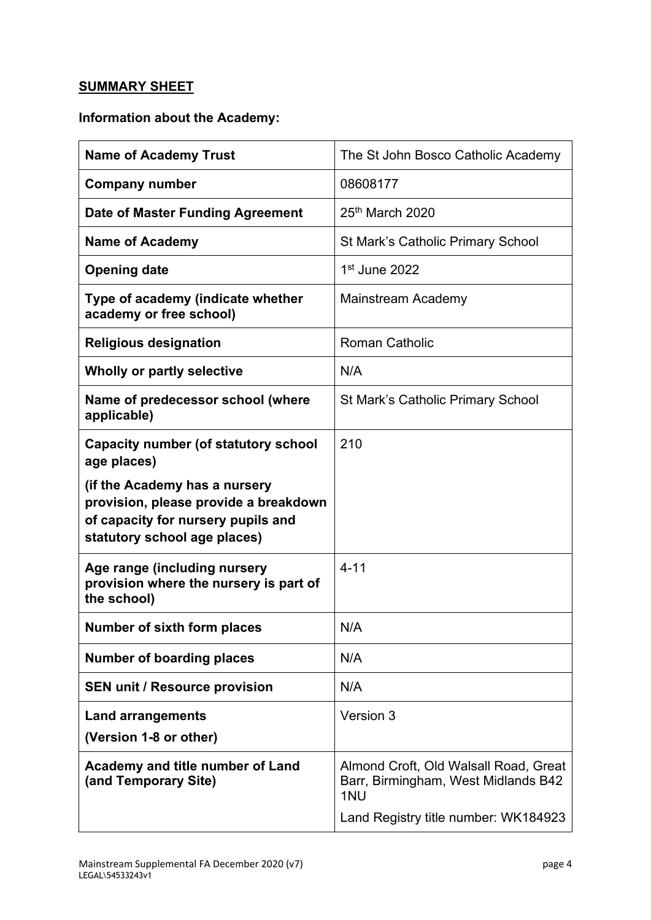## SUMMARY SHEET

### Information about the Academy:

| | |
|---|---|
| **Name of Academy Trust** | The St John Bosco Catholic Academy |
| **Company number** | 08608177 |
| **Date of Master Funding Agreement** | 25th March 2020 |
| **Name of Academy** | St Mark's Catholic Primary School |
| **Opening date** | 1st June 2022 |
| **Type of academy (indicate whether academy or free school)** | Mainstream Academy |
| **Religious designation** | Roman Catholic |
| **Wholly or partly selective** | N/A |
| **Name of predecessor school (where applicable)** | St Mark's Catholic Primary School |
| **Capacity number (of statutory school age places)**<br><br>**(if the Academy has a nursery provision, please provide a breakdown of capacity for nursery pupils and statutory school age places)** | 210 |
| **Age range (including nursery provision where the nursery is part of the school)** | 4-11 |
| **Number of sixth form places** | N/A |
| **Number of boarding places** | N/A |
| **SEN unit / Resource provision** | N/A |
| **Land arrangements**<br>**(Version 1-8 or other)** | Version 3 |
| **Academy and title number of Land (and Temporary Site)** | Almond Croft, Old Walsall Road, Great Barr, Birmingham, West Midlands B42 1NU<br><br>Land Registry title number: WK184923 |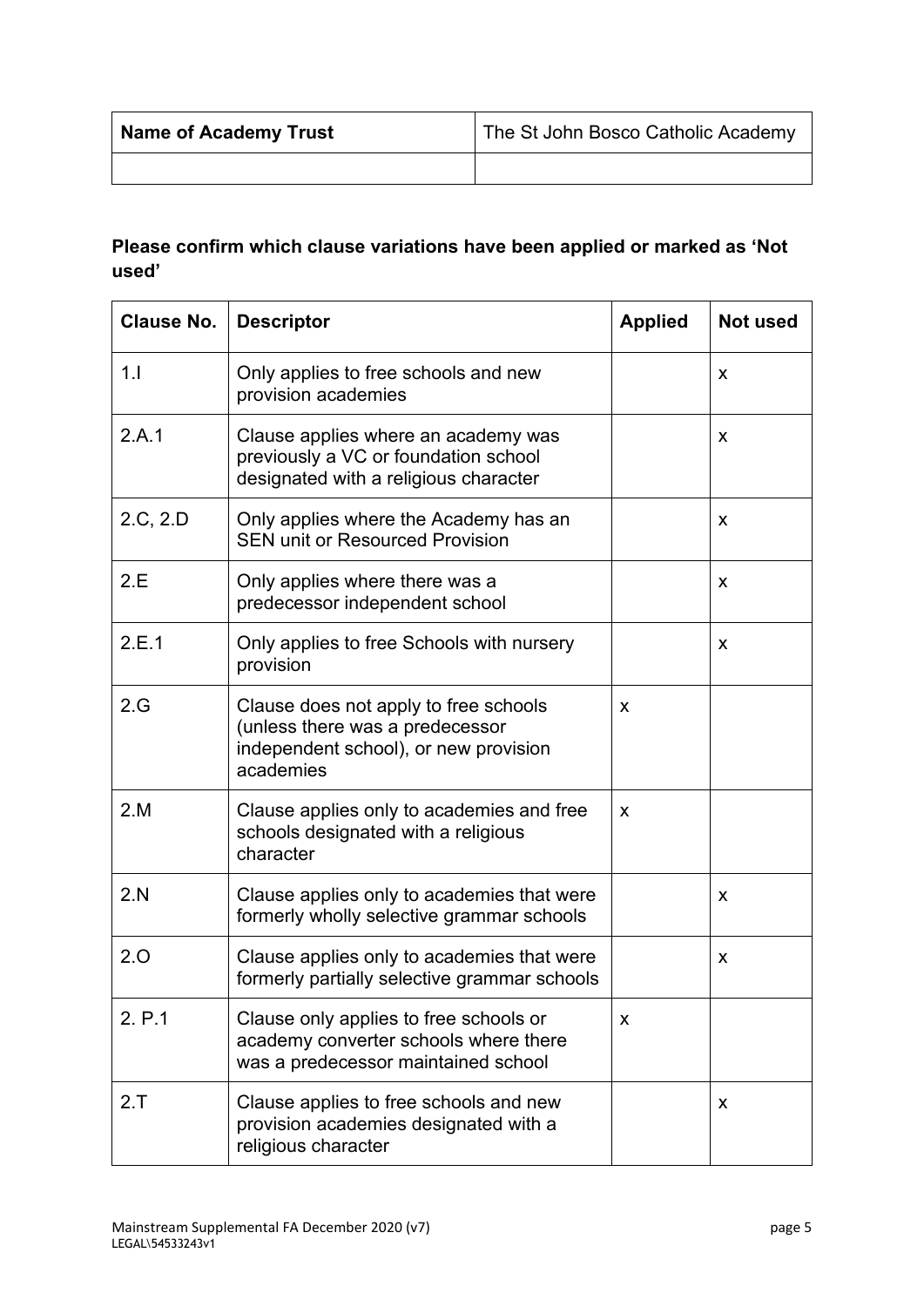| Name of Academy Trust | The St John Bosco Catholic Academy |
|---|---|
| | |

**Please confirm which clause variations have been applied or marked as 'Not used'**

| Clause No. | Descriptor | Applied | Not used |
|---|---|---|---|
| 1.I | Only applies to free schools and new provision academies | | x |
| 2.A.1 | Clause applies where an academy was previously a VC or foundation school designated with a religious character | | x |
| 2.C, 2.D | Only applies where the Academy has an SEN unit or Resourced Provision | | x |
| 2.E | Only applies where there was a predecessor independent school | | x |
| 2.E.1 | Only applies to free Schools with nursery provision | | x |
| 2.G | Clause does not apply to free schools (unless there was a predecessor independent school), or new provision academies | x | |
| 2.M | Clause applies only to academies and free schools designated with a religious character | x | |
| 2.N | Clause applies only to academies that were formerly wholly selective grammar schools | | x |
| 2.O | Clause applies only to academies that were formerly partially selective grammar schools | | x |
| 2. P.1 | Clause only applies to free schools or academy converter schools where there was a predecessor maintained school | x | |
| 2.T | Clause applies to free schools and new provision academies designated with a religious character | | x |

Mainstream Supplemental FA December 2020 (v7)
LEGAL\54533243v1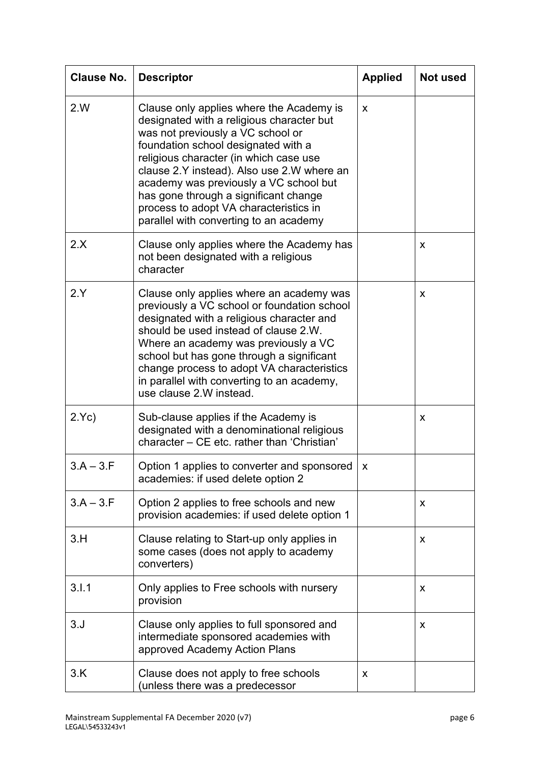| Clause No. | Descriptor | Applied | Not used |
|---|---|---|---|
| 2.W | Clause only applies where the Academy is designated with a religious character but was not previously a VC school or foundation school designated with a religious character (in which case use clause 2.Y instead). Also use 2.W where an academy was previously a VC school but has gone through a significant change process to adopt VA characteristics in parallel with converting to an academy | x | |
| 2.X | Clause only applies where the Academy has not been designated with a religious character | | x |
| 2.Y | Clause only applies where an academy was previously a VC school or foundation school designated with a religious character and should be used instead of clause 2.W. Where an academy was previously a VC school but has gone through a significant change process to adopt VA characteristics in parallel with converting to an academy, use clause 2.W instead. | | x |
| 2.Yc) | Sub-clause applies if the Academy is designated with a denominational religious character – CE etc. rather than 'Christian' | | x |
| 3.A – 3.F | Option 1 applies to converter and sponsored academies: if used delete option 2 | x | |
| 3.A – 3.F | Option 2 applies to free schools and new provision academies: if used delete option 1 | | x |
| 3.H | Clause relating to Start-up only applies in some cases (does not apply to academy converters) | | x |
| 3.I.1 | Only applies to Free schools with nursery provision | | x |
| 3.J | Clause only applies to full sponsored and intermediate sponsored academies with approved Academy Action Plans | | x |
| 3.K | Clause does not apply to free schools (unless there was a predecessor | x | |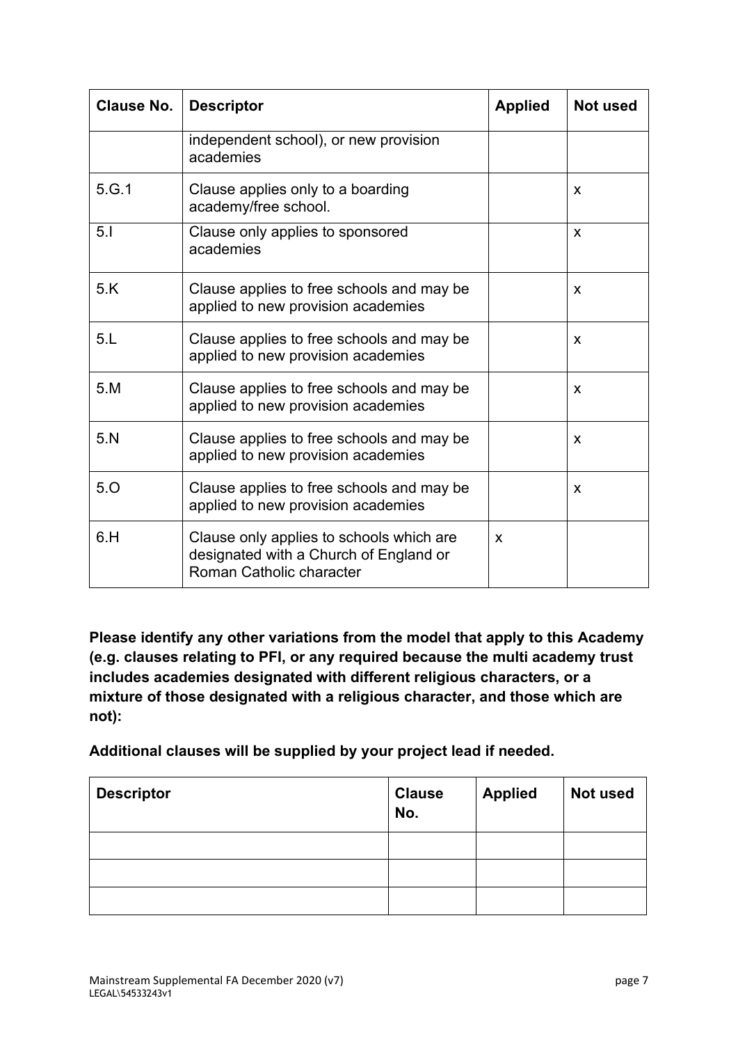| Clause No. | Descriptor | Applied | Not used |
|---|---|---|---|
| | independent school), or new provision academies | | |
| 5.G.1 | Clause applies only to a boarding academy/free school. | | x |
| 5.I | Clause only applies to sponsored academies | | x |
| 5.K | Clause applies to free schools and may be applied to new provision academies | | x |
| 5.L | Clause applies to free schools and may be applied to new provision academies | | x |
| 5.M | Clause applies to free schools and may be applied to new provision academies | | x |
| 5.N | Clause applies to free schools and may be applied to new provision academies | | x |
| 5.O | Clause applies to free schools and may be applied to new provision academies | | x |
| 6.H | Clause only applies to schools which are designated with a Church of England or Roman Catholic character | x | |

**Please identify any other variations from the model that apply to this Academy (e.g. clauses relating to PFI, or any required because the multi academy trust includes academies designated with different religious characters, or a mixture of those designated with a religious character, and those which are not):**

**Additional clauses will be supplied by your project lead if needed.**

| Descriptor | Clause No. | Applied | Not used |
|---|---|---|---|
| | | | |
| | | | |
| | | | |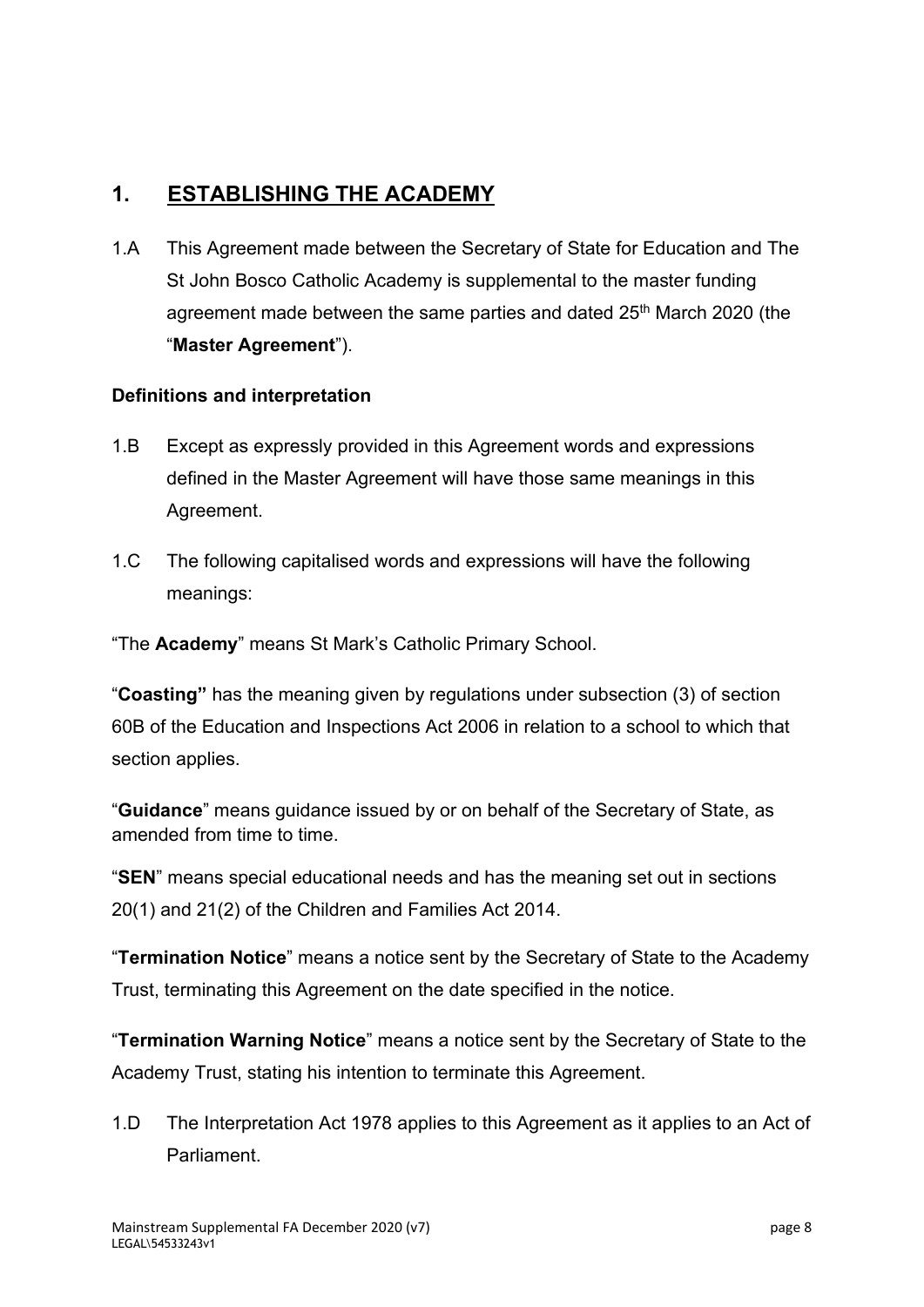## 1. ESTABLISHING THE ACADEMY

1.A This Agreement made between the Secretary of State for Education and The St John Bosco Catholic Academy is supplemental to the master funding agreement made between the same parties and dated 25th March 2020 (the "**Master Agreement**").

**Definitions and interpretation**

1.B Except as expressly provided in this Agreement words and expressions defined in the Master Agreement will have those same meanings in this Agreement.

1.C The following capitalised words and expressions will have the following meanings:

"The **Academy**" means St Mark's Catholic Primary School.

"**Coasting"** has the meaning given by regulations under subsection (3) of section 60B of the Education and Inspections Act 2006 in relation to a school to which that section applies.

"**Guidance**" means guidance issued by or on behalf of the Secretary of State, as amended from time to time.

"**SEN**" means special educational needs and has the meaning set out in sections 20(1) and 21(2) of the Children and Families Act 2014.

"**Termination Notice**" means a notice sent by the Secretary of State to the Academy Trust, terminating this Agreement on the date specified in the notice.

"**Termination Warning Notice**" means a notice sent by the Secretary of State to the Academy Trust, stating his intention to terminate this Agreement.

1.D The Interpretation Act 1978 applies to this Agreement as it applies to an Act of Parliament.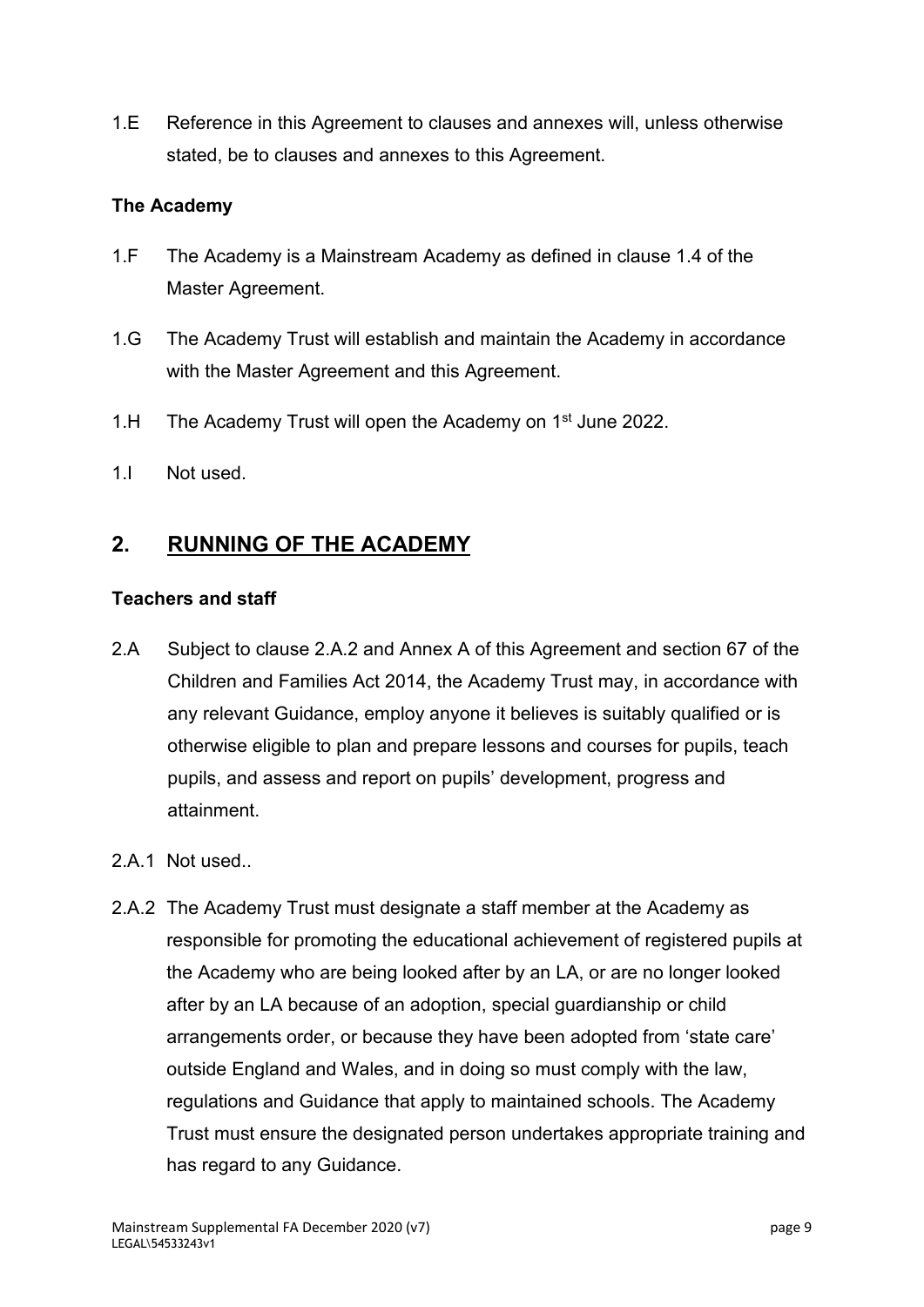1.E Reference in this Agreement to clauses and annexes will, unless otherwise stated, be to clauses and annexes to this Agreement.

**The Academy**

1.F The Academy is a Mainstream Academy as defined in clause 1.4 of the Master Agreement.

1.G The Academy Trust will establish and maintain the Academy in accordance with the Master Agreement and this Agreement.

1.H The Academy Trust will open the Academy on 1st June 2022.

1.I Not used.

## 2. RUNNING OF THE ACADEMY

**Teachers and staff**

2.A Subject to clause 2.A.2 and Annex A of this Agreement and section 67 of the Children and Families Act 2014, the Academy Trust may, in accordance with any relevant Guidance, employ anyone it believes is suitably qualified or is otherwise eligible to plan and prepare lessons and courses for pupils, teach pupils, and assess and report on pupils' development, progress and attainment.

2.A.1 Not used..

2.A.2 The Academy Trust must designate a staff member at the Academy as responsible for promoting the educational achievement of registered pupils at the Academy who are being looked after by an LA, or are no longer looked after by an LA because of an adoption, special guardianship or child arrangements order, or because they have been adopted from 'state care' outside England and Wales, and in doing so must comply with the law, regulations and Guidance that apply to maintained schools. The Academy Trust must ensure the designated person undertakes appropriate training and has regard to any Guidance.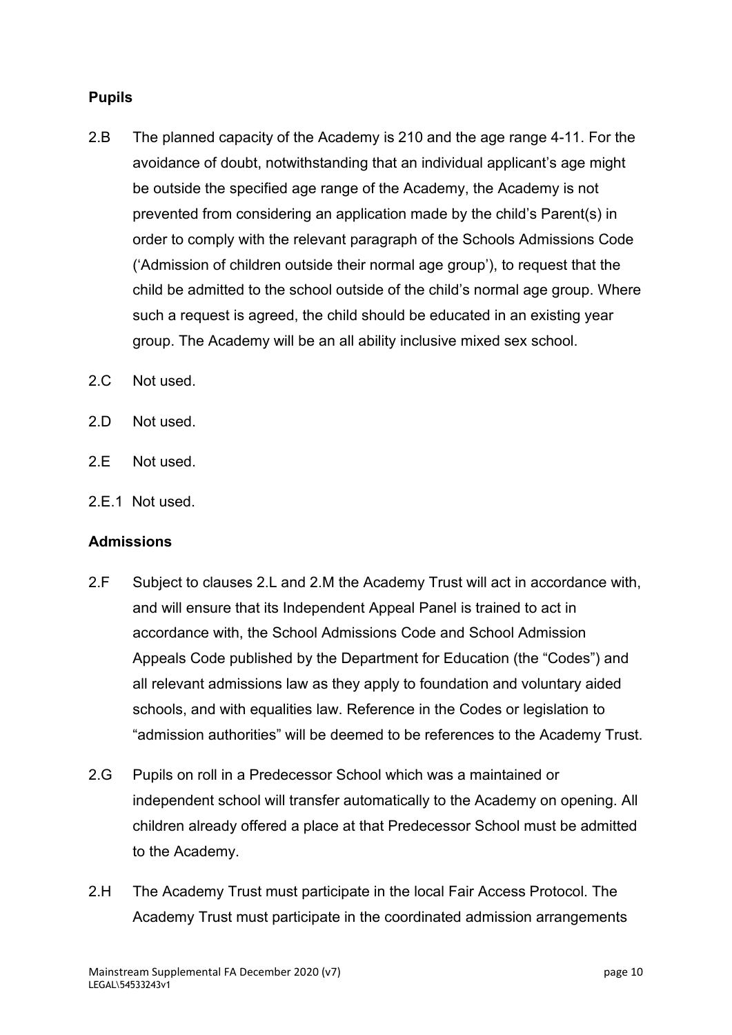**Pupils**

2.B The planned capacity of the Academy is 210 and the age range 4-11. For the avoidance of doubt, notwithstanding that an individual applicant's age might be outside the specified age range of the Academy, the Academy is not prevented from considering an application made by the child's Parent(s) in order to comply with the relevant paragraph of the Schools Admissions Code ('Admission of children outside their normal age group'), to request that the child be admitted to the school outside of the child's normal age group. Where such a request is agreed, the child should be educated in an existing year group. The Academy will be an all ability inclusive mixed sex school.

2.C Not used.

2.D Not used.

2.E Not used.

2.E.1 Not used.

**Admissions**

2.F Subject to clauses 2.L and 2.M the Academy Trust will act in accordance with, and will ensure that its Independent Appeal Panel is trained to act in accordance with, the School Admissions Code and School Admission Appeals Code published by the Department for Education (the "Codes") and all relevant admissions law as they apply to foundation and voluntary aided schools, and with equalities law. Reference in the Codes or legislation to "admission authorities" will be deemed to be references to the Academy Trust.

2.G Pupils on roll in a Predecessor School which was a maintained or independent school will transfer automatically to the Academy on opening. All children already offered a place at that Predecessor School must be admitted to the Academy.

2.H The Academy Trust must participate in the local Fair Access Protocol. The Academy Trust must participate in the coordinated admission arrangements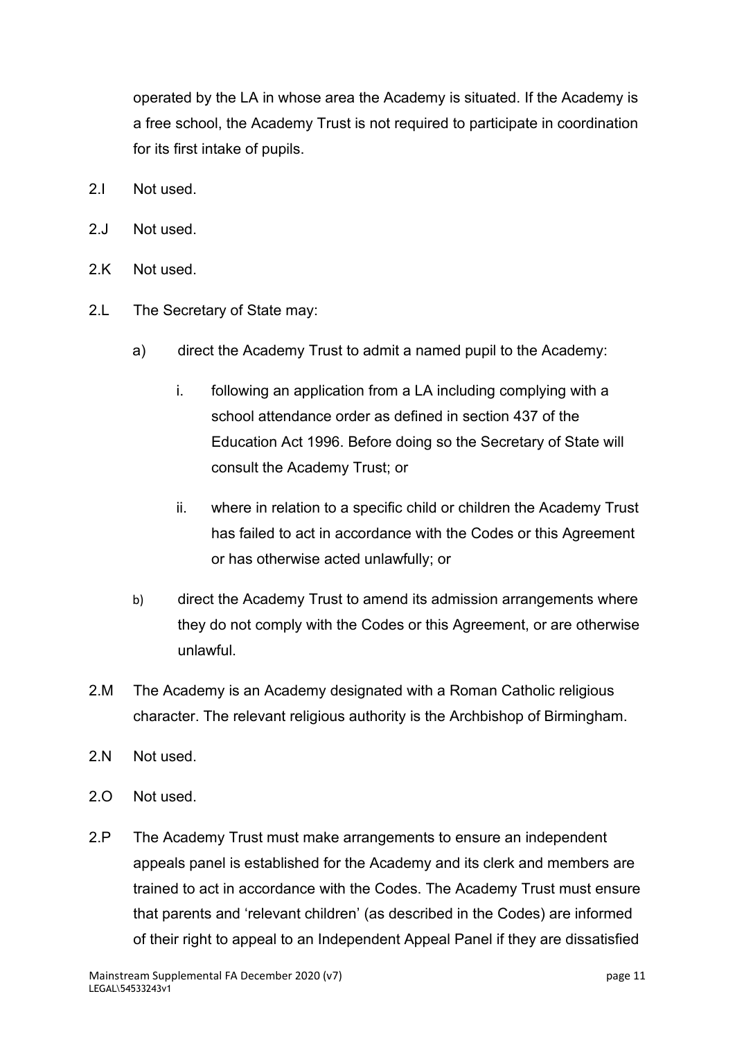operated by the LA in whose area the Academy is situated. If the Academy is a free school, the Academy Trust is not required to participate in coordination for its first intake of pupils.

2.I Not used.

2.J Not used.

2.K Not used.

2.L The Secretary of State may:

a) direct the Academy Trust to admit a named pupil to the Academy:

   i. following an application from a LA including complying with a school attendance order as defined in section 437 of the Education Act 1996. Before doing so the Secretary of State will consult the Academy Trust; or

   ii. where in relation to a specific child or children the Academy Trust has failed to act in accordance with the Codes or this Agreement or has otherwise acted unlawfully; or

b) direct the Academy Trust to amend its admission arrangements where they do not comply with the Codes or this Agreement, or are otherwise unlawful.

2.M The Academy is an Academy designated with a Roman Catholic religious character. The relevant religious authority is the Archbishop of Birmingham.

2.N Not used.

2.O Not used.

2.P The Academy Trust must make arrangements to ensure an independent appeals panel is established for the Academy and its clerk and members are trained to act in accordance with the Codes. The Academy Trust must ensure that parents and 'relevant children' (as described in the Codes) are informed of their right to appeal to an Independent Appeal Panel if they are dissatisfied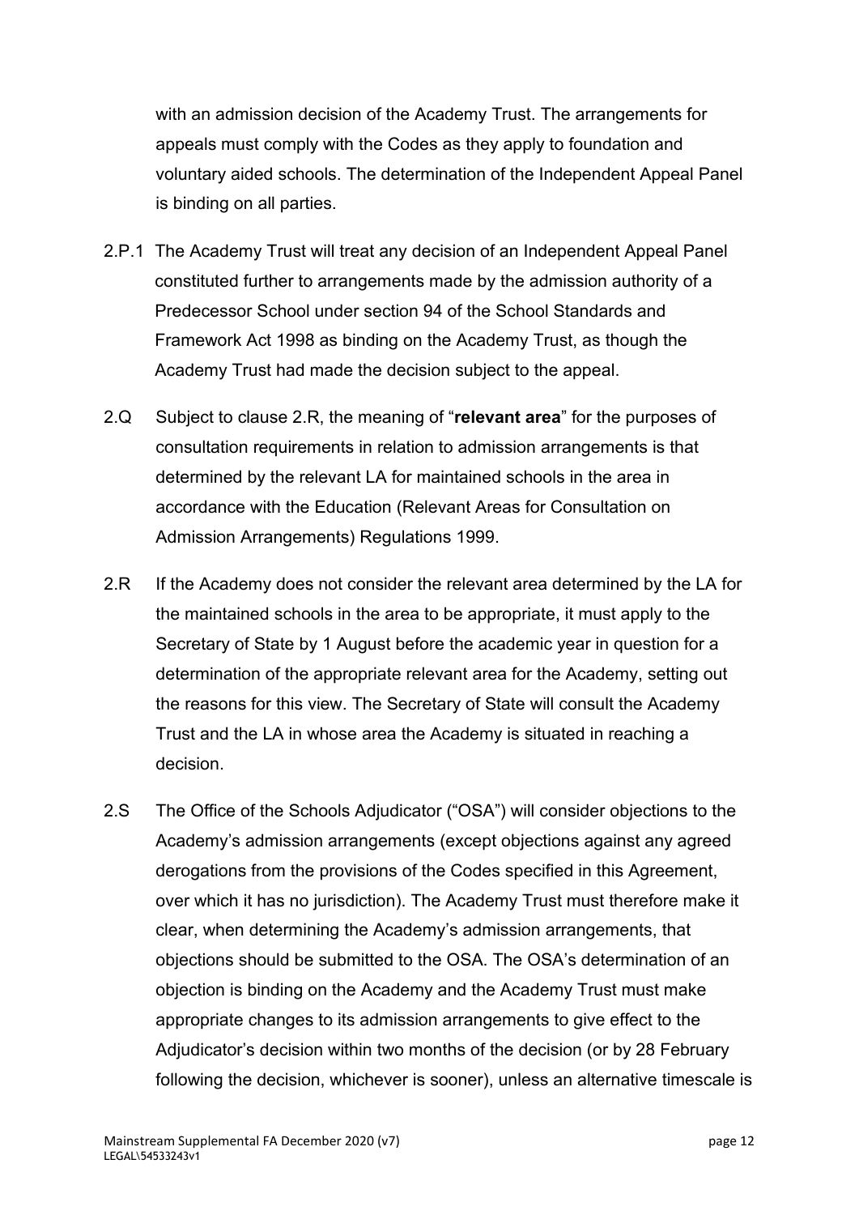with an admission decision of the Academy Trust. The arrangements for appeals must comply with the Codes as they apply to foundation and voluntary aided schools. The determination of the Independent Appeal Panel is binding on all parties.

2.P.1 The Academy Trust will treat any decision of an Independent Appeal Panel constituted further to arrangements made by the admission authority of a Predecessor School under section 94 of the School Standards and Framework Act 1998 as binding on the Academy Trust, as though the Academy Trust had made the decision subject to the appeal.

2.Q Subject to clause 2.R, the meaning of "**relevant area**" for the purposes of consultation requirements in relation to admission arrangements is that determined by the relevant LA for maintained schools in the area in accordance with the Education (Relevant Areas for Consultation on Admission Arrangements) Regulations 1999.

2.R If the Academy does not consider the relevant area determined by the LA for the maintained schools in the area to be appropriate, it must apply to the Secretary of State by 1 August before the academic year in question for a determination of the appropriate relevant area for the Academy, setting out the reasons for this view. The Secretary of State will consult the Academy Trust and the LA in whose area the Academy is situated in reaching a decision.

2.S The Office of the Schools Adjudicator ("OSA") will consider objections to the Academy's admission arrangements (except objections against any agreed derogations from the provisions of the Codes specified in this Agreement, over which it has no jurisdiction). The Academy Trust must therefore make it clear, when determining the Academy's admission arrangements, that objections should be submitted to the OSA. The OSA's determination of an objection is binding on the Academy and the Academy Trust must make appropriate changes to its admission arrangements to give effect to the Adjudicator's decision within two months of the decision (or by 28 February following the decision, whichever is sooner), unless an alternative timescale is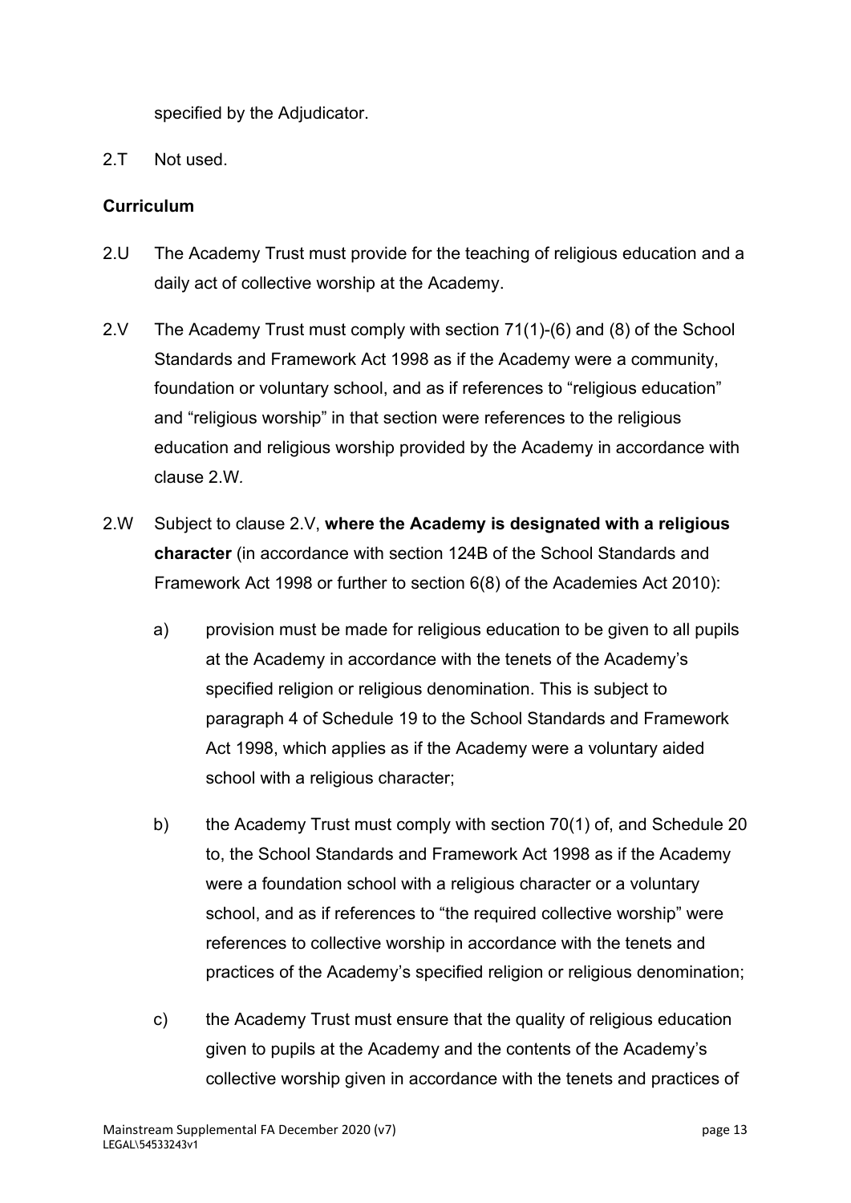specified by the Adjudicator.

2.T Not used.

**Curriculum**

2.U The Academy Trust must provide for the teaching of religious education and a daily act of collective worship at the Academy.

2.V The Academy Trust must comply with section 71(1)-(6) and (8) of the School Standards and Framework Act 1998 as if the Academy were a community, foundation or voluntary school, and as if references to "religious education" and "religious worship" in that section were references to the religious education and religious worship provided by the Academy in accordance with clause 2.W*.*

2.W Subject to clause 2.V, **where the Academy is designated with a religious character** (in accordance with section 124B of the School Standards and Framework Act 1998 or further to section 6(8) of the Academies Act 2010):

a) provision must be made for religious education to be given to all pupils at the Academy in accordance with the tenets of the Academy's specified religion or religious denomination. This is subject to paragraph 4 of Schedule 19 to the School Standards and Framework Act 1998, which applies as if the Academy were a voluntary aided school with a religious character;

b) the Academy Trust must comply with section 70(1) of, and Schedule 20 to, the School Standards and Framework Act 1998 as if the Academy were a foundation school with a religious character or a voluntary school, and as if references to "the required collective worship" were references to collective worship in accordance with the tenets and practices of the Academy's specified religion or religious denomination;

c) the Academy Trust must ensure that the quality of religious education given to pupils at the Academy and the contents of the Academy's collective worship given in accordance with the tenets and practices of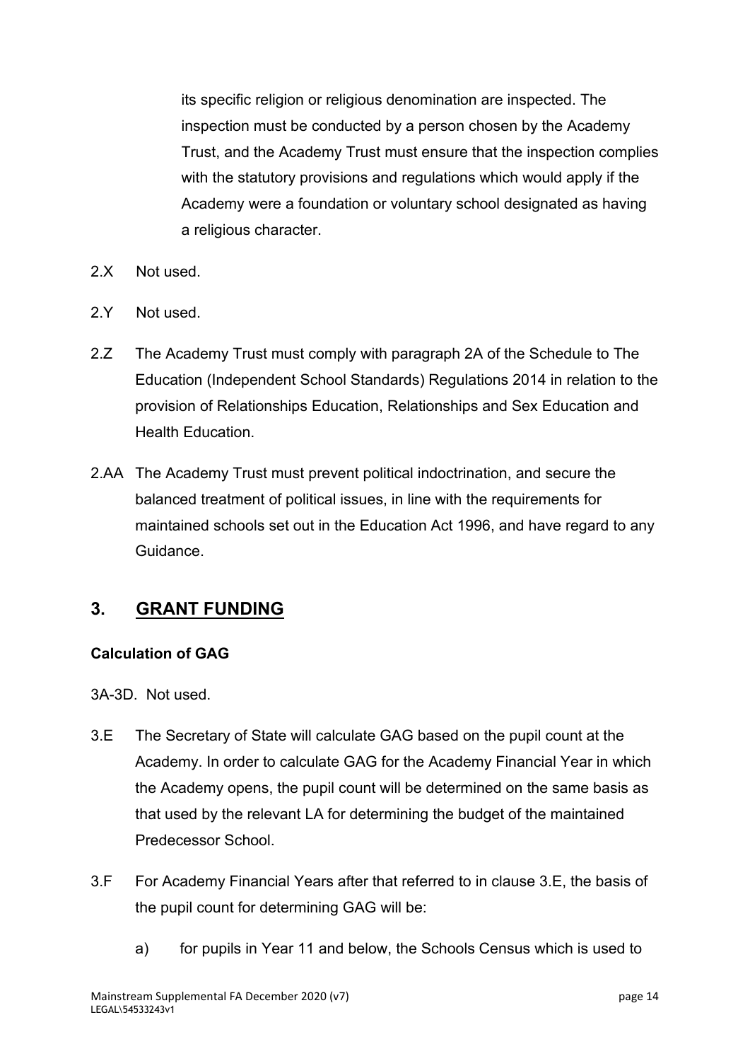its specific religion or religious denomination are inspected. The inspection must be conducted by a person chosen by the Academy Trust, and the Academy Trust must ensure that the inspection complies with the statutory provisions and regulations which would apply if the Academy were a foundation or voluntary school designated as having a religious character.

2.X Not used.

2.Y Not used.

2.Z The Academy Trust must comply with paragraph 2A of the Schedule to The Education (Independent School Standards) Regulations 2014 in relation to the provision of Relationships Education, Relationships and Sex Education and Health Education.

2.AA The Academy Trust must prevent political indoctrination, and secure the balanced treatment of political issues, in line with the requirements for maintained schools set out in the Education Act 1996, and have regard to any Guidance.

## 3. GRANT FUNDING

### Calculation of GAG

3A-3D. Not used.

3.E The Secretary of State will calculate GAG based on the pupil count at the Academy. In order to calculate GAG for the Academy Financial Year in which the Academy opens, the pupil count will be determined on the same basis as that used by the relevant LA for determining the budget of the maintained Predecessor School.

3.F For Academy Financial Years after that referred to in clause 3.E, the basis of the pupil count for determining GAG will be:

a) for pupils in Year 11 and below, the Schools Census which is used to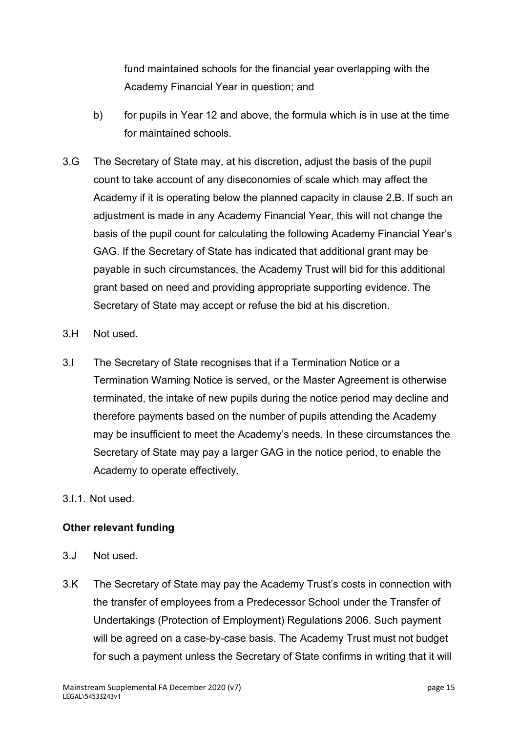fund maintained schools for the financial year overlapping with the Academy Financial Year in question; and

b) for pupils in Year 12 and above, the formula which is in use at the time for maintained schools.

3.G The Secretary of State may, at his discretion, adjust the basis of the pupil count to take account of any diseconomies of scale which may affect the Academy if it is operating below the planned capacity in clause 2.B. If such an adjustment is made in any Academy Financial Year, this will not change the basis of the pupil count for calculating the following Academy Financial Year's GAG. If the Secretary of State has indicated that additional grant may be payable in such circumstances, the Academy Trust will bid for this additional grant based on need and providing appropriate supporting evidence. The Secretary of State may accept or refuse the bid at his discretion.

3.H Not used.

3.I The Secretary of State recognises that if a Termination Notice or a Termination Warning Notice is served, or the Master Agreement is otherwise terminated, the intake of new pupils during the notice period may decline and therefore payments based on the number of pupils attending the Academy may be insufficient to meet the Academy's needs. In these circumstances the Secretary of State may pay a larger GAG in the notice period, to enable the Academy to operate effectively.

3.I.1. Not used.

**Other relevant funding**

3.J Not used.

3.K The Secretary of State may pay the Academy Trust's costs in connection with the transfer of employees from a Predecessor School under the Transfer of Undertakings (Protection of Employment) Regulations 2006. Such payment will be agreed on a case-by-case basis. The Academy Trust must not budget for such a payment unless the Secretary of State confirms in writing that it will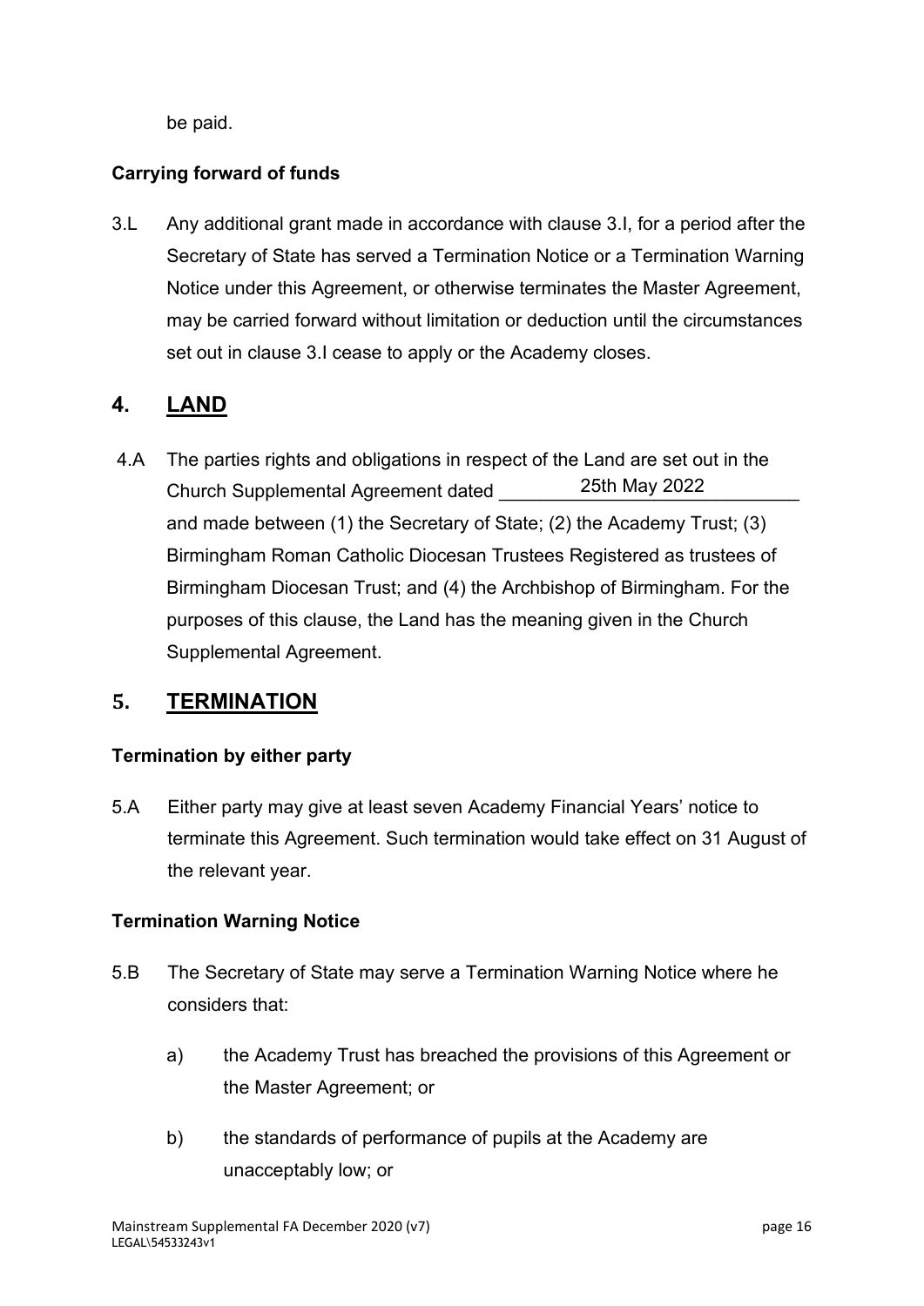be paid.

**Carrying forward of funds**

3.L Any additional grant made in accordance with clause 3.I, for a period after the Secretary of State has served a Termination Notice or a Termination Warning Notice under this Agreement, or otherwise terminates the Master Agreement, may be carried forward without limitation or deduction until the circumstances set out in clause 3.I cease to apply or the Academy closes.

## 4. LAND

4.A The parties rights and obligations in respect of the Land are set out in the Church Supplemental Agreement dated 25th May 2022 and made between (1) the Secretary of State; (2) the Academy Trust; (3) Birmingham Roman Catholic Diocesan Trustees Registered as trustees of Birmingham Diocesan Trust; and (4) the Archbishop of Birmingham. For the purposes of this clause, the Land has the meaning given in the Church Supplemental Agreement.

## 5. TERMINATION

**Termination by either party**

5.A Either party may give at least seven Academy Financial Years' notice to terminate this Agreement. Such termination would take effect on 31 August of the relevant year.

**Termination Warning Notice**

5.B The Secretary of State may serve a Termination Warning Notice where he considers that:

a) the Academy Trust has breached the provisions of this Agreement or the Master Agreement; or

b) the standards of performance of pupils at the Academy are unacceptably low; or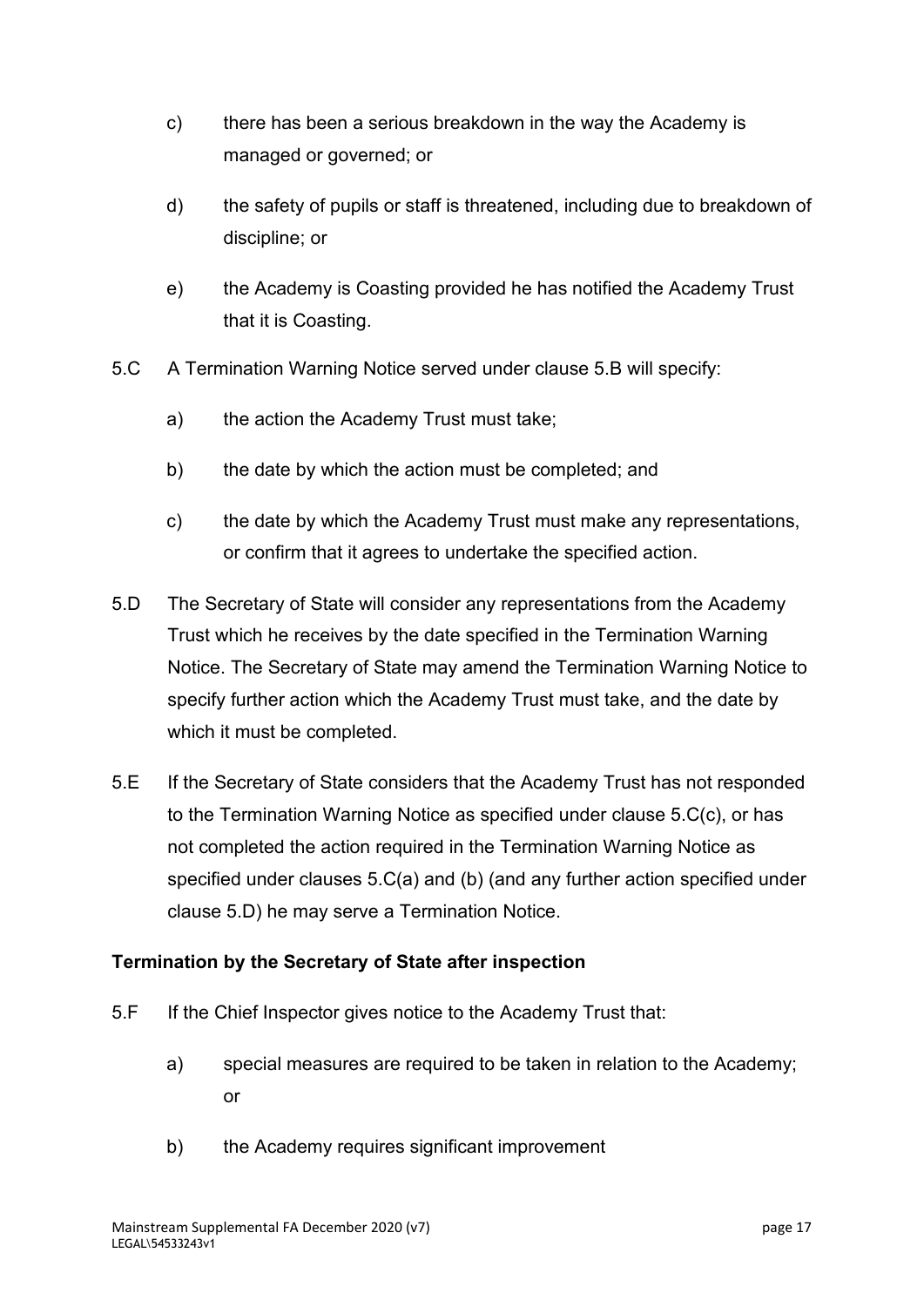c) there has been a serious breakdown in the way the Academy is managed or governed; or

d) the safety of pupils or staff is threatened, including due to breakdown of discipline; or

e) the Academy is Coasting provided he has notified the Academy Trust that it is Coasting.

5.C A Termination Warning Notice served under clause 5.B will specify:

a) the action the Academy Trust must take;

b) the date by which the action must be completed; and

c) the date by which the Academy Trust must make any representations, or confirm that it agrees to undertake the specified action.

5.D The Secretary of State will consider any representations from the Academy Trust which he receives by the date specified in the Termination Warning Notice. The Secretary of State may amend the Termination Warning Notice to specify further action which the Academy Trust must take, and the date by which it must be completed.

5.E If the Secretary of State considers that the Academy Trust has not responded to the Termination Warning Notice as specified under clause 5.C(c), or has not completed the action required in the Termination Warning Notice as specified under clauses 5.C(a) and (b) (and any further action specified under clause 5.D) he may serve a Termination Notice.

**Termination by the Secretary of State after inspection**

5.F If the Chief Inspector gives notice to the Academy Trust that:

a) special measures are required to be taken in relation to the Academy; or

b) the Academy requires significant improvement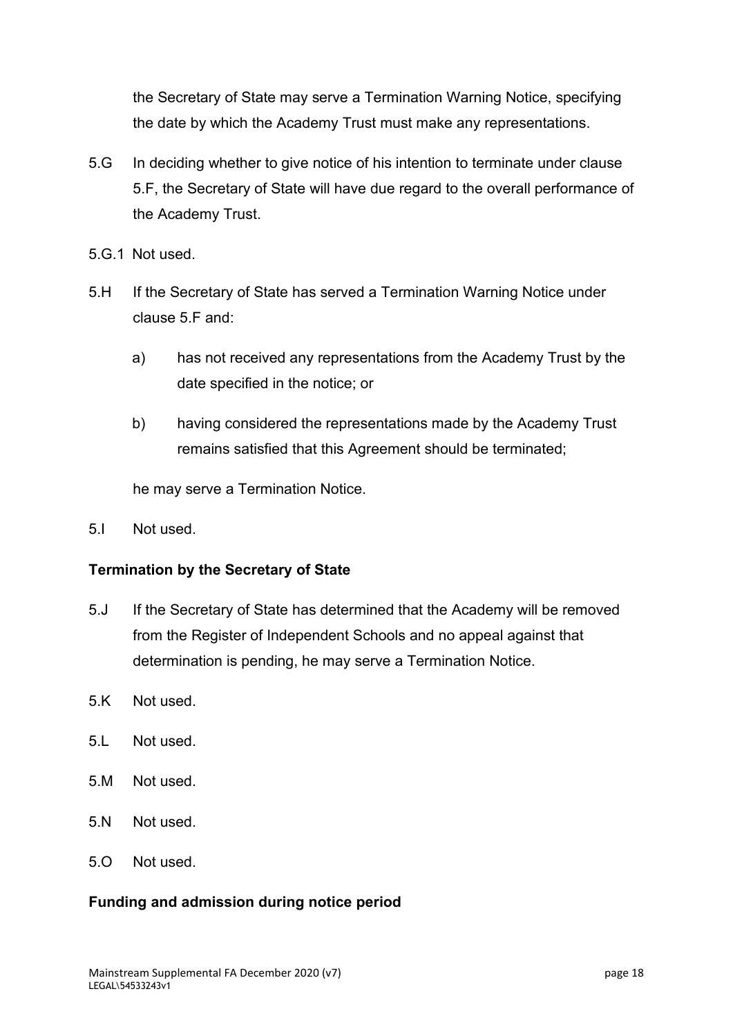the Secretary of State may serve a Termination Warning Notice, specifying the date by which the Academy Trust must make any representations.

5.G In deciding whether to give notice of his intention to terminate under clause 5.F, the Secretary of State will have due regard to the overall performance of the Academy Trust.

5.G.1 Not used.

5.H If the Secretary of State has served a Termination Warning Notice under clause 5.F and:

a) has not received any representations from the Academy Trust by the date specified in the notice; or

b) having considered the representations made by the Academy Trust remains satisfied that this Agreement should be terminated;

he may serve a Termination Notice.

5.I Not used.

**Termination by the Secretary of State**

5.J If the Secretary of State has determined that the Academy will be removed from the Register of Independent Schools and no appeal against that determination is pending, he may serve a Termination Notice.

5.K Not used.

5.L Not used.

5.M Not used.

5.N Not used.

5.O Not used.

**Funding and admission during notice period**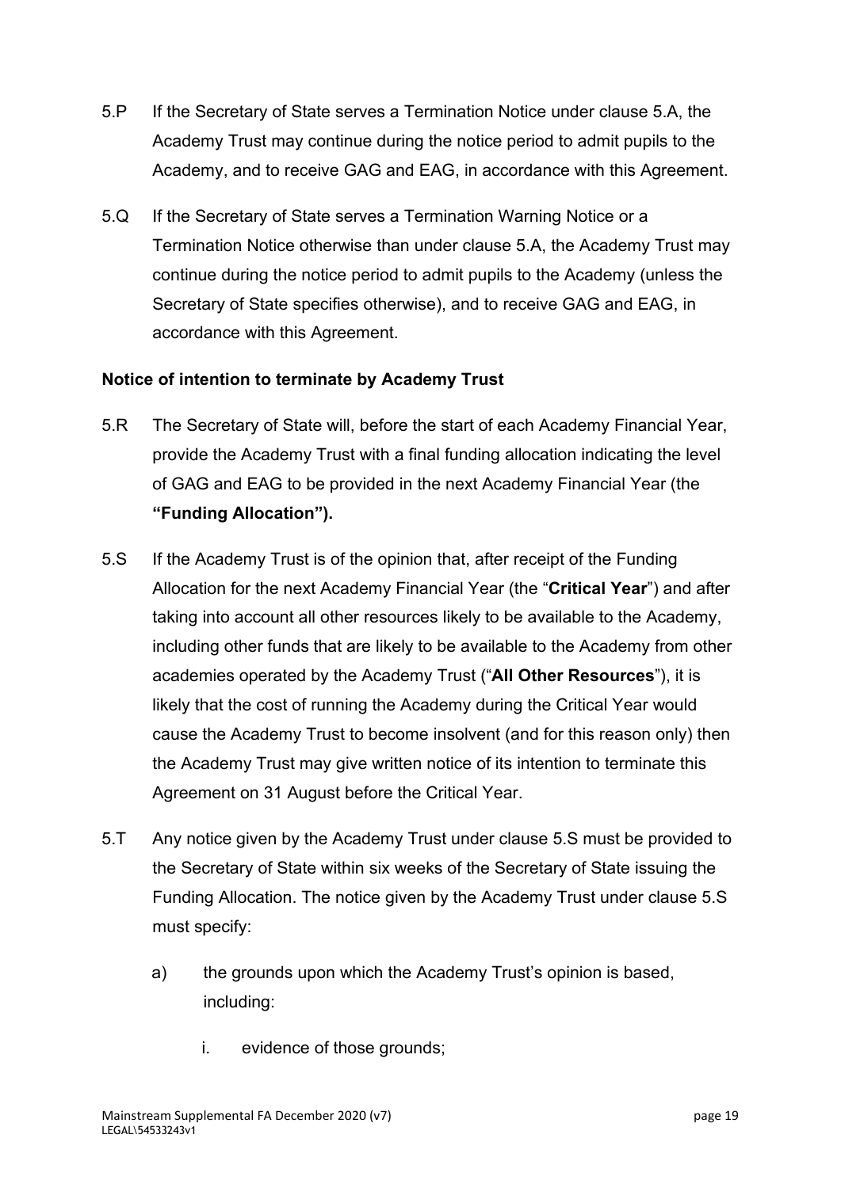5.P If the Secretary of State serves a Termination Notice under clause 5.A, the Academy Trust may continue during the notice period to admit pupils to the Academy, and to receive GAG and EAG, in accordance with this Agreement.

5.Q If the Secretary of State serves a Termination Warning Notice or a Termination Notice otherwise than under clause 5.A, the Academy Trust may continue during the notice period to admit pupils to the Academy (unless the Secretary of State specifies otherwise), and to receive GAG and EAG, in accordance with this Agreement.

**Notice of intention to terminate by Academy Trust**

5.R The Secretary of State will, before the start of each Academy Financial Year, provide the Academy Trust with a final funding allocation indicating the level of GAG and EAG to be provided in the next Academy Financial Year (the **"Funding Allocation").**

5.S If the Academy Trust is of the opinion that, after receipt of the Funding Allocation for the next Academy Financial Year (the "**Critical Year**") and after taking into account all other resources likely to be available to the Academy, including other funds that are likely to be available to the Academy from other academies operated by the Academy Trust ("**All Other Resources**"), it is likely that the cost of running the Academy during the Critical Year would cause the Academy Trust to become insolvent (and for this reason only) then the Academy Trust may give written notice of its intention to terminate this Agreement on 31 August before the Critical Year.

5.T Any notice given by the Academy Trust under clause 5.S must be provided to the Secretary of State within six weeks of the Secretary of State issuing the Funding Allocation. The notice given by the Academy Trust under clause 5.S must specify:

a) the grounds upon which the Academy Trust's opinion is based, including:

i. evidence of those grounds;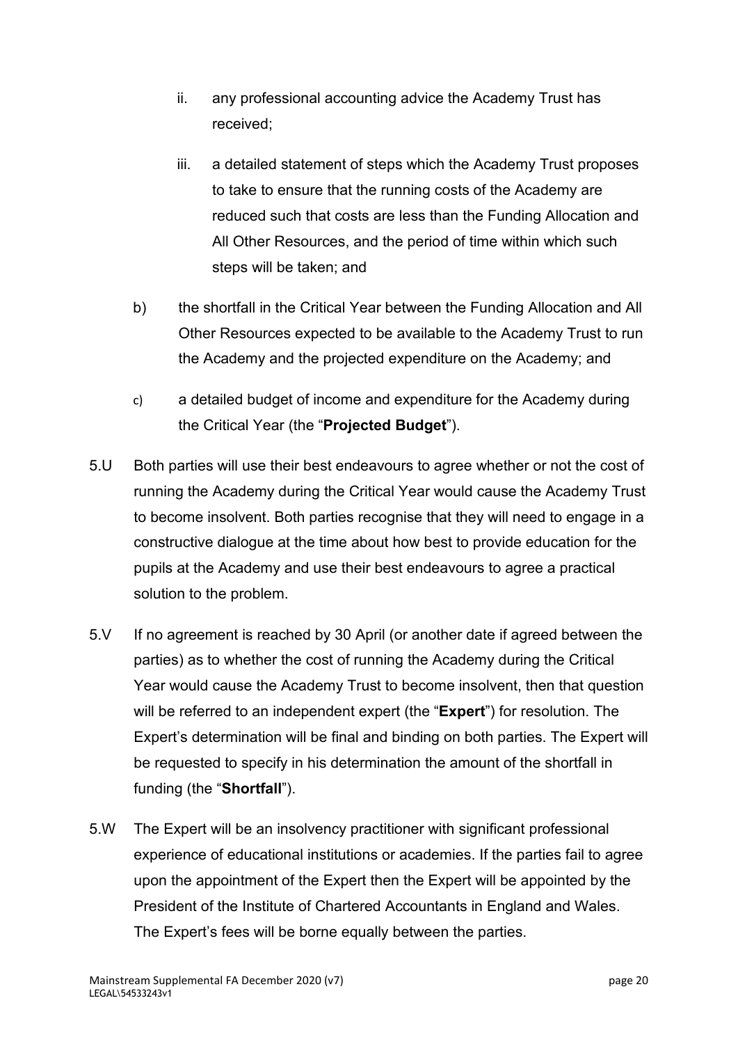ii. any professional accounting advice the Academy Trust has received;

    iii. a detailed statement of steps which the Academy Trust proposes to take to ensure that the running costs of the Academy are reduced such that costs are less than the Funding Allocation and All Other Resources, and the period of time within which such steps will be taken; and

b) the shortfall in the Critical Year between the Funding Allocation and All Other Resources expected to be available to the Academy Trust to run the Academy and the projected expenditure on the Academy; and

c) a detailed budget of income and expenditure for the Academy during the Critical Year (the "**Projected Budget**").

5.U Both parties will use their best endeavours to agree whether or not the cost of running the Academy during the Critical Year would cause the Academy Trust to become insolvent. Both parties recognise that they will need to engage in a constructive dialogue at the time about how best to provide education for the pupils at the Academy and use their best endeavours to agree a practical solution to the problem.

5.V If no agreement is reached by 30 April (or another date if agreed between the parties) as to whether the cost of running the Academy during the Critical Year would cause the Academy Trust to become insolvent, then that question will be referred to an independent expert (the "**Expert**") for resolution. The Expert's determination will be final and binding on both parties. The Expert will be requested to specify in his determination the amount of the shortfall in funding (the "**Shortfall**").

5.W The Expert will be an insolvency practitioner with significant professional experience of educational institutions or academies. If the parties fail to agree upon the appointment of the Expert then the Expert will be appointed by the President of the Institute of Chartered Accountants in England and Wales. The Expert's fees will be borne equally between the parties.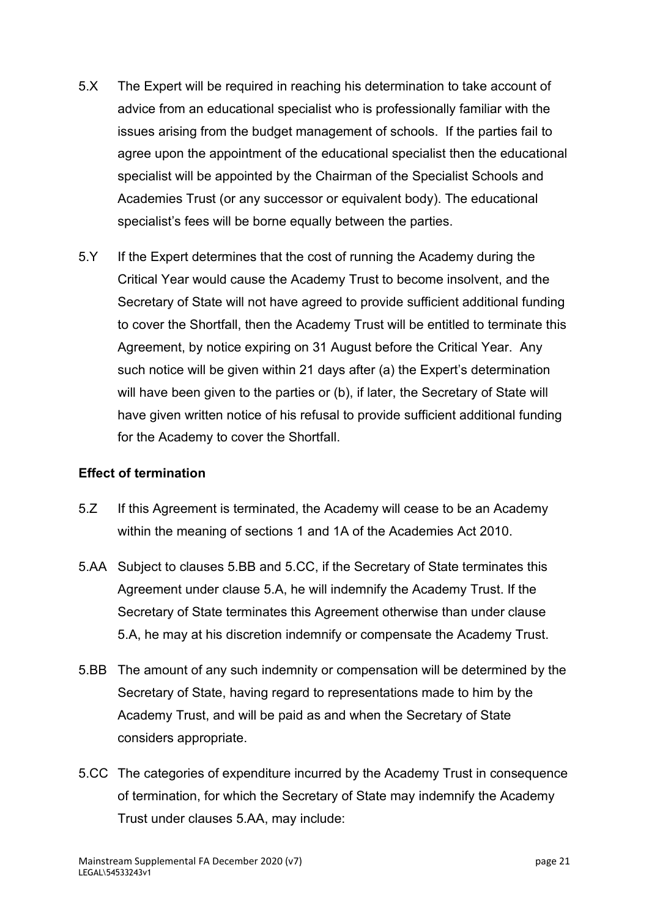5.X The Expert will be required in reaching his determination to take account of advice from an educational specialist who is professionally familiar with the issues arising from the budget management of schools. If the parties fail to agree upon the appointment of the educational specialist then the educational specialist will be appointed by the Chairman of the Specialist Schools and Academies Trust (or any successor or equivalent body). The educational specialist's fees will be borne equally between the parties.

5.Y If the Expert determines that the cost of running the Academy during the Critical Year would cause the Academy Trust to become insolvent, and the Secretary of State will not have agreed to provide sufficient additional funding to cover the Shortfall, then the Academy Trust will be entitled to terminate this Agreement, by notice expiring on 31 August before the Critical Year. Any such notice will be given within 21 days after (a) the Expert's determination will have been given to the parties or (b), if later, the Secretary of State will have given written notice of his refusal to provide sufficient additional funding for the Academy to cover the Shortfall.

**Effect of termination**

5.Z If this Agreement is terminated, the Academy will cease to be an Academy within the meaning of sections 1 and 1A of the Academies Act 2010.

5.AA Subject to clauses 5.BB and 5.CC, if the Secretary of State terminates this Agreement under clause 5.A, he will indemnify the Academy Trust. If the Secretary of State terminates this Agreement otherwise than under clause 5.A, he may at his discretion indemnify or compensate the Academy Trust.

5.BB The amount of any such indemnity or compensation will be determined by the Secretary of State, having regard to representations made to him by the Academy Trust, and will be paid as and when the Secretary of State considers appropriate.

5.CC The categories of expenditure incurred by the Academy Trust in consequence of termination, for which the Secretary of State may indemnify the Academy Trust under clauses 5.AA, may include: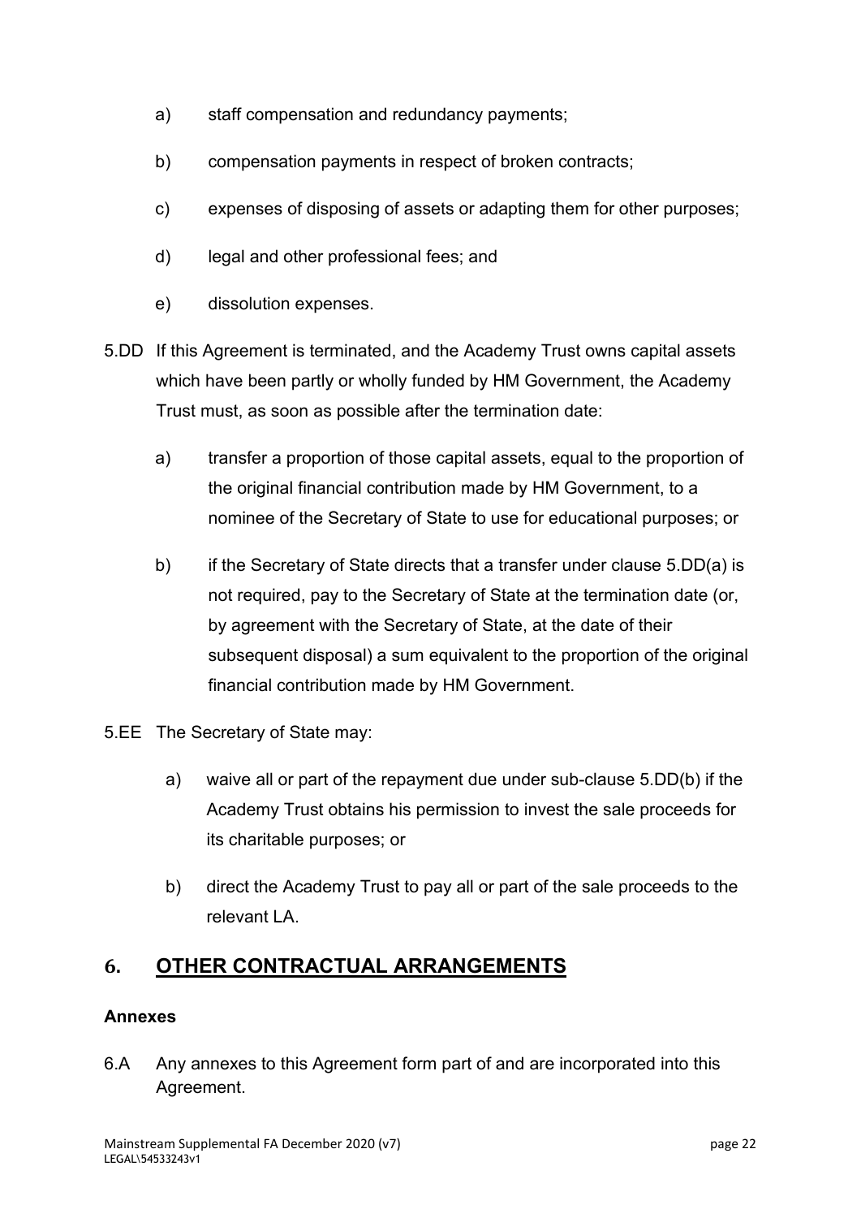a) staff compensation and redundancy payments;

b) compensation payments in respect of broken contracts;

c) expenses of disposing of assets or adapting them for other purposes;

d) legal and other professional fees; and

e) dissolution expenses.

5.DD If this Agreement is terminated, and the Academy Trust owns capital assets which have been partly or wholly funded by HM Government, the Academy Trust must, as soon as possible after the termination date:

a) transfer a proportion of those capital assets, equal to the proportion of the original financial contribution made by HM Government, to a nominee of the Secretary of State to use for educational purposes; or

b) if the Secretary of State directs that a transfer under clause 5.DD(a) is not required, pay to the Secretary of State at the termination date (or, by agreement with the Secretary of State, at the date of their subsequent disposal) a sum equivalent to the proportion of the original financial contribution made by HM Government.

5.EE The Secretary of State may:

a) waive all or part of the repayment due under sub-clause 5.DD(b) if the Academy Trust obtains his permission to invest the sale proceeds for its charitable purposes; or

b) direct the Academy Trust to pay all or part of the sale proceeds to the relevant LA.

## 6. OTHER CONTRACTUAL ARRANGEMENTS

**Annexes**

6.A Any annexes to this Agreement form part of and are incorporated into this Agreement.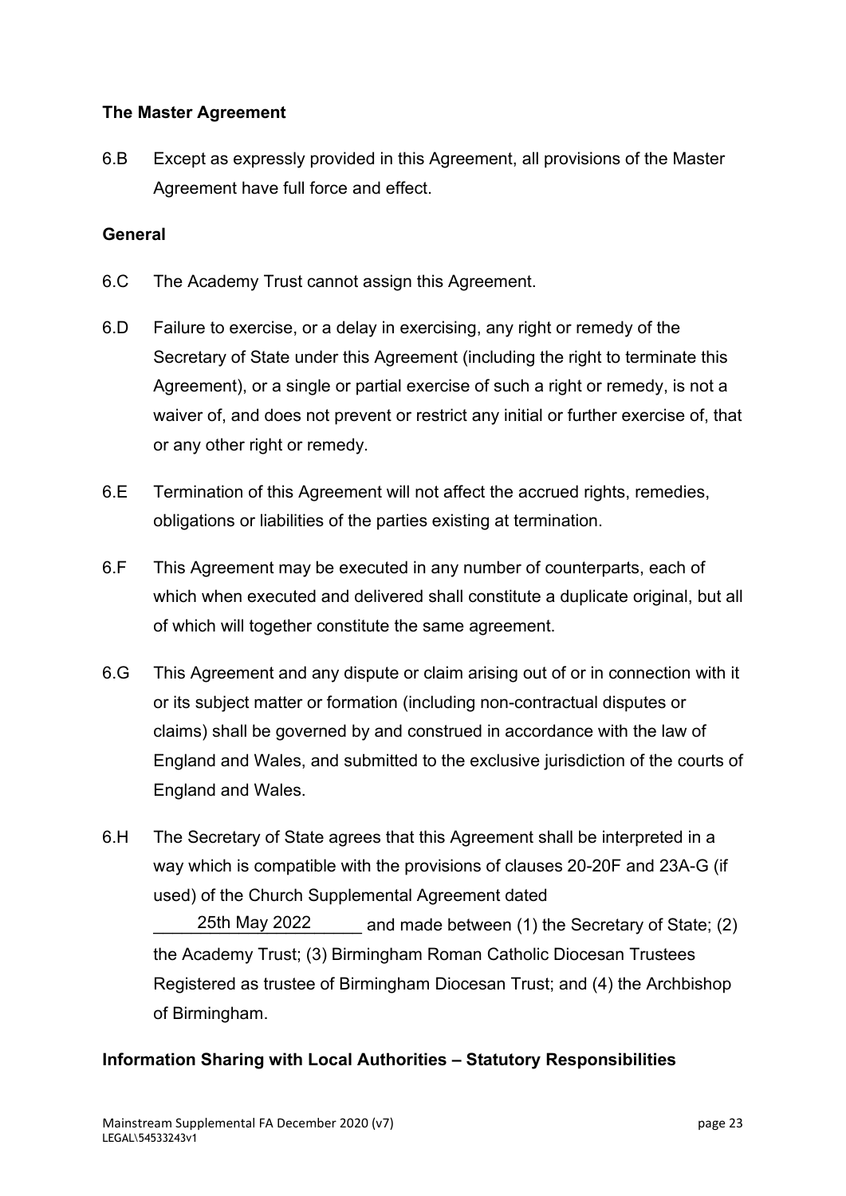**The Master Agreement**

6.B Except as expressly provided in this Agreement, all provisions of the Master Agreement have full force and effect.

**General**

6.C The Academy Trust cannot assign this Agreement.

6.D Failure to exercise, or a delay in exercising, any right or remedy of the Secretary of State under this Agreement (including the right to terminate this Agreement), or a single or partial exercise of such a right or remedy, is not a waiver of, and does not prevent or restrict any initial or further exercise of, that or any other right or remedy.

6.E Termination of this Agreement will not affect the accrued rights, remedies, obligations or liabilities of the parties existing at termination.

6.F This Agreement may be executed in any number of counterparts, each of which when executed and delivered shall constitute a duplicate original, but all of which will together constitute the same agreement.

6.G This Agreement and any dispute or claim arising out of or in connection with it or its subject matter or formation (including non-contractual disputes or claims) shall be governed by and construed in accordance with the law of England and Wales, and submitted to the exclusive jurisdiction of the courts of England and Wales.

6.H The Secretary of State agrees that this Agreement shall be interpreted in a way which is compatible with the provisions of clauses 20-20F and 23A-G (if used) of the Church Supplemental Agreement dated 25th May 2022 and made between (1) the Secretary of State; (2) the Academy Trust; (3) Birmingham Roman Catholic Diocesan Trustees Registered as trustee of Birmingham Diocesan Trust; and (4) the Archbishop of Birmingham.

**Information Sharing with Local Authorities – Statutory Responsibilities**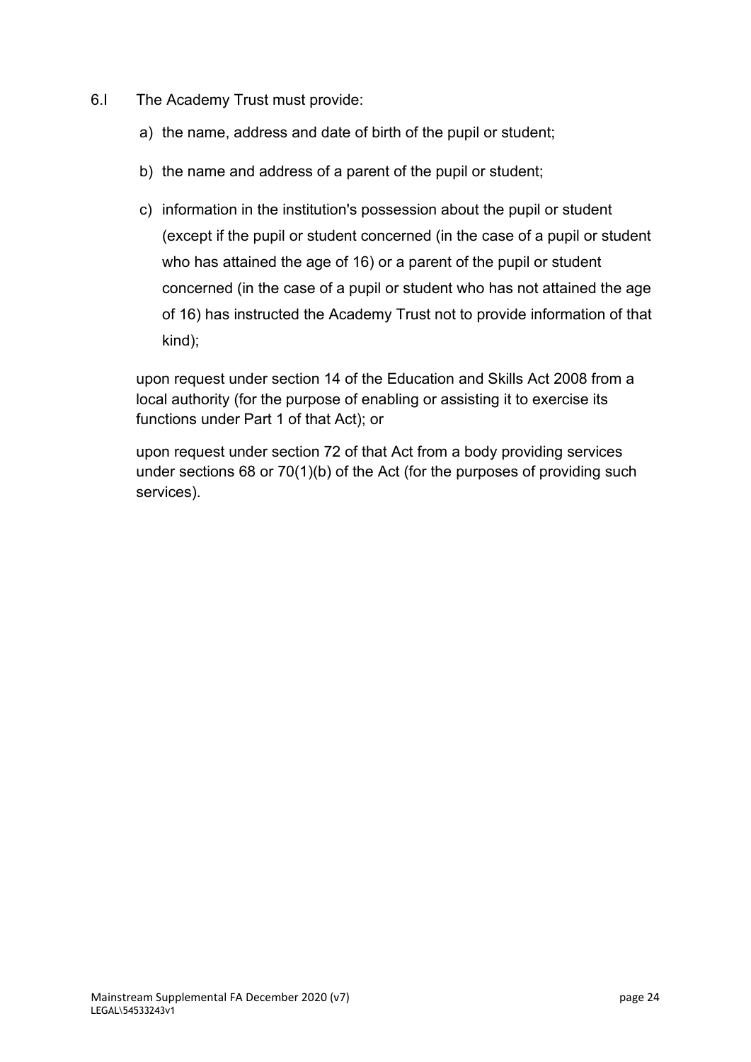6.l The Academy Trust must provide:

a) the name, address and date of birth of the pupil or student;

b) the name and address of a parent of the pupil or student;

c) information in the institution's possession about the pupil or student (except if the pupil or student concerned (in the case of a pupil or student who has attained the age of 16) or a parent of the pupil or student concerned (in the case of a pupil or student who has not attained the age of 16) has instructed the Academy Trust not to provide information of that kind);

upon request under section 14 of the Education and Skills Act 2008 from a local authority (for the purpose of enabling or assisting it to exercise its functions under Part 1 of that Act); or

upon request under section 72 of that Act from a body providing services under sections 68 or 70(1)(b) of the Act (for the purposes of providing such services).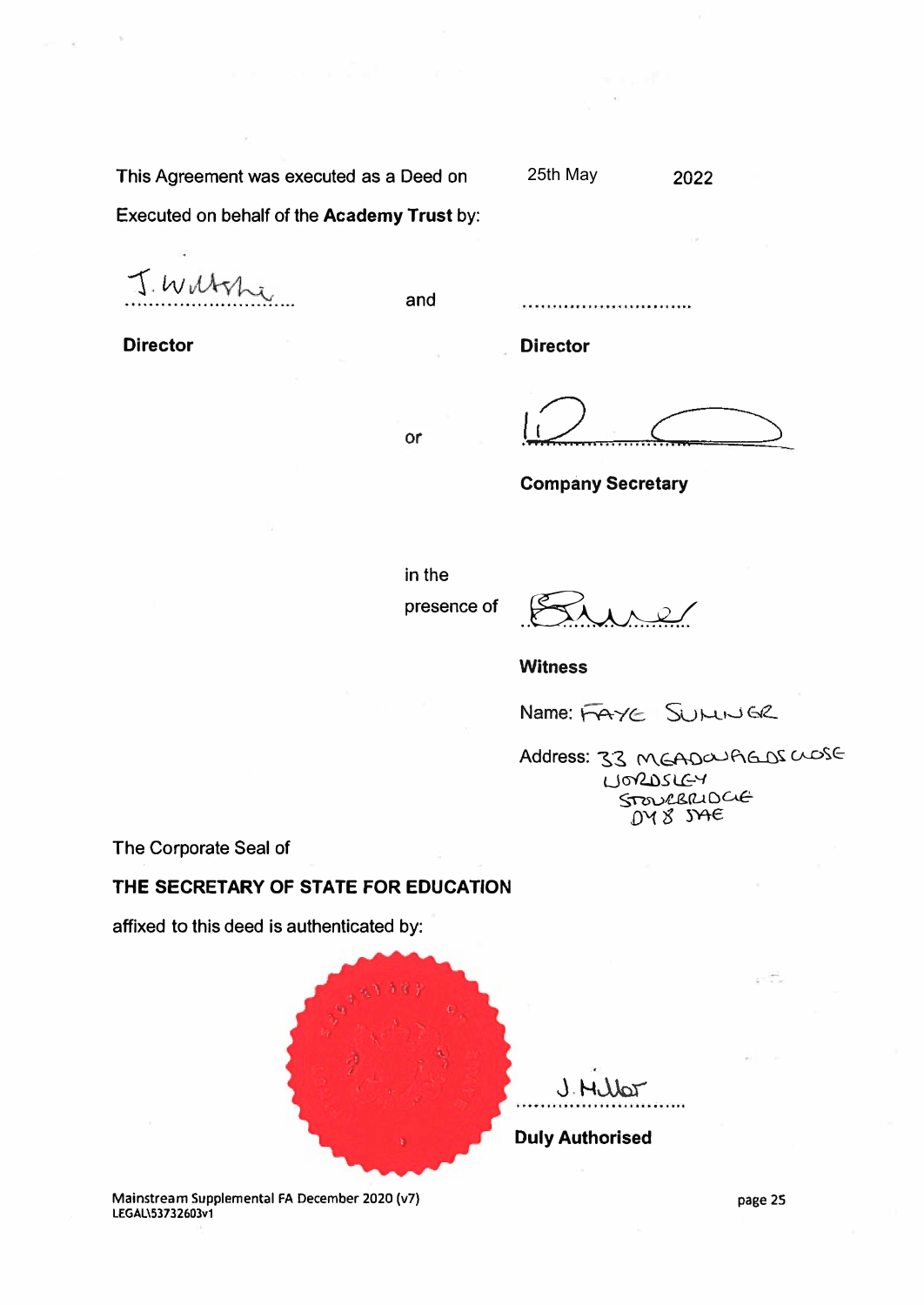This Agreement was executed as a Deed on 25th May 2022

Executed on behalf of the **Academy Trust** by:

J. Wiltshire
..............................

**Director**

and

..............................

**Director**

or

..............................

**Company Secretary**

in the presence of

..............................

**Witness**

Name: FAYE SUMNER

Address: 33 MEADOWFIELDS CLOSE
WORDSLEY
STOURBRIDGE
DY8 5AE

The Corporate Seal of

**THE SECRETARY OF STATE FOR EDUCATION**

affixed to this deed is authenticated by:

J. Miller
..............................

**Duly Authorised**

Mainstream Supplemental FA December 2020 (v7)
LEGAL\53732603v1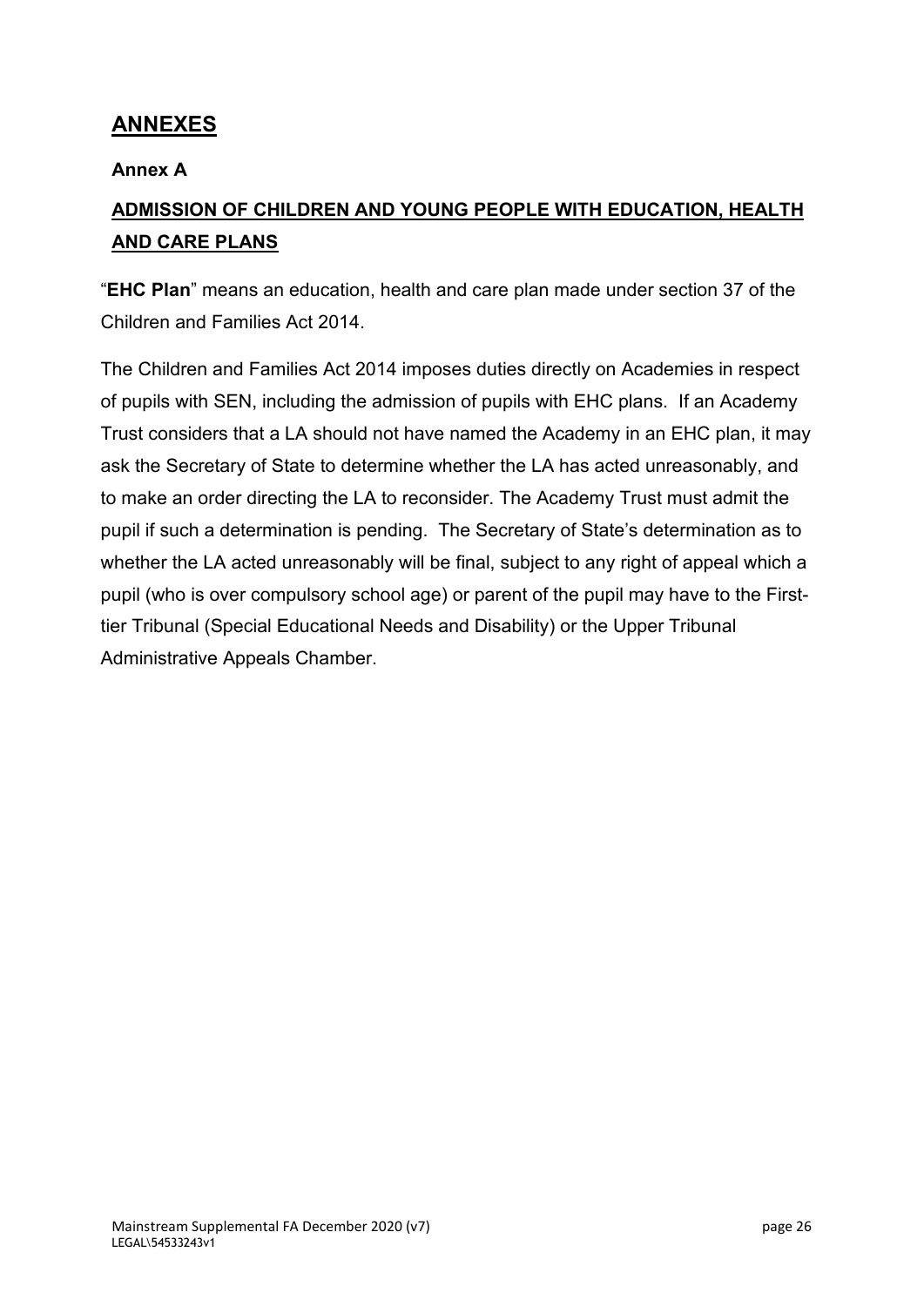# ANNEXES

## Annex A

## ADMISSION OF CHILDREN AND YOUNG PEOPLE WITH EDUCATION, HEALTH AND CARE PLANS

"**EHC Plan**" means an education, health and care plan made under section 37 of the Children and Families Act 2014.

The Children and Families Act 2014 imposes duties directly on Academies in respect of pupils with SEN, including the admission of pupils with EHC plans. If an Academy Trust considers that a LA should not have named the Academy in an EHC plan, it may ask the Secretary of State to determine whether the LA has acted unreasonably, and to make an order directing the LA to reconsider. The Academy Trust must admit the pupil if such a determination is pending. The Secretary of State's determination as to whether the LA acted unreasonably will be final, subject to any right of appeal which a pupil (who is over compulsory school age) or parent of the pupil may have to the First-tier Tribunal (Special Educational Needs and Disability) or the Upper Tribunal Administrative Appeals Chamber.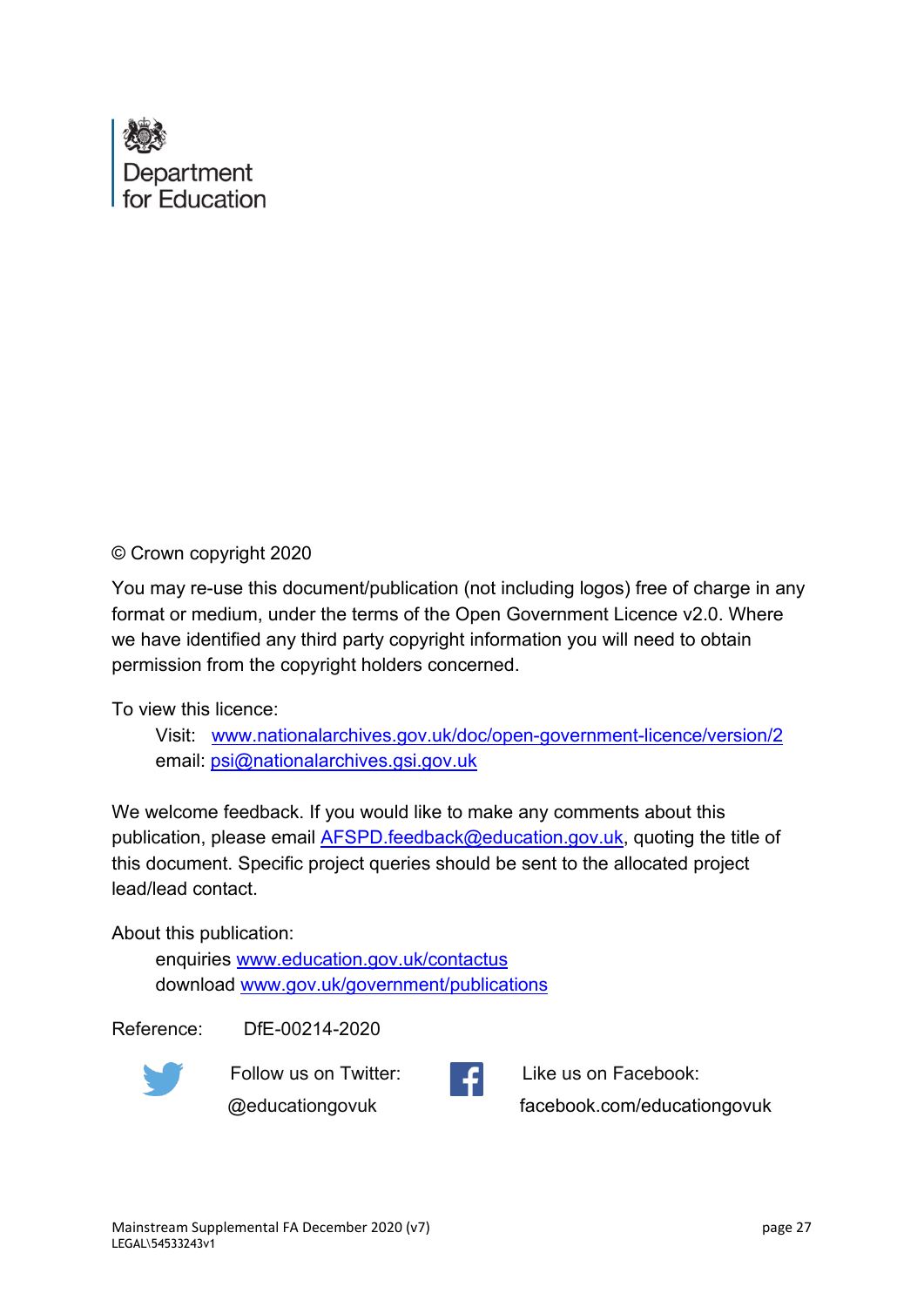Department for Education

© Crown copyright 2020

You may re-use this document/publication (not including logos) free of charge in any format or medium, under the terms of the Open Government Licence v2.0. Where we have identified any third party copyright information you will need to obtain permission from the copyright holders concerned.

To view this licence:

Visit: www.nationalarchives.gov.uk/doc/open-government-licence/version/2
email: psi@nationalarchives.gsi.gov.uk

We welcome feedback. If you would like to make any comments about this publication, please email AFSPD.feedback@education.gov.uk, quoting the title of this document. Specific project queries should be sent to the allocated project lead/lead contact.

About this publication:

enquiries www.education.gov.uk/contactus
download www.gov.uk/government/publications

Reference: DfE-00214-2020

Follow us on Twitter: @educationgovuk

Like us on Facebook: facebook.com/educationgovuk